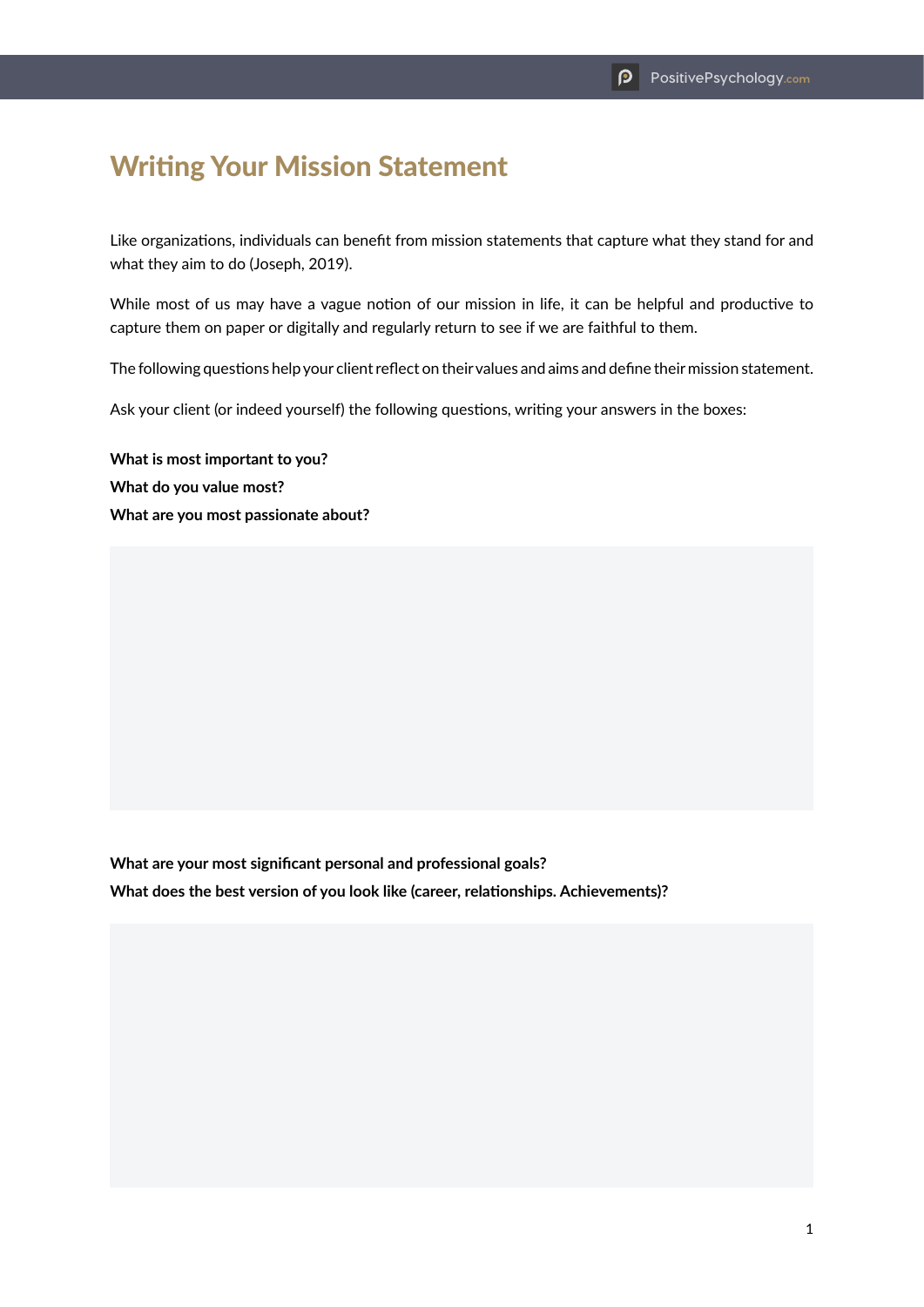# Writing Your Mission Statement

Like organizations, individuals can benefit from mission statements that capture what they stand for and what they aim to do (Joseph, 2019).

While most of us may have a vague notion of our mission in life, it can be helpful and productive to capture them on paper or digitally and regularly return to see if we are faithful to them.

The following questions help your client reflect on their values and aims and define their mission statement.

Ask your client (or indeed yourself) the following questions, writing your answers in the boxes:

**What is most important to you?**
**What do you value most?**
**What are you most passionate about?**

**What are your most significant personal and professional goals?**
**What does the best version of you look like (career, relationships. Achievements)?**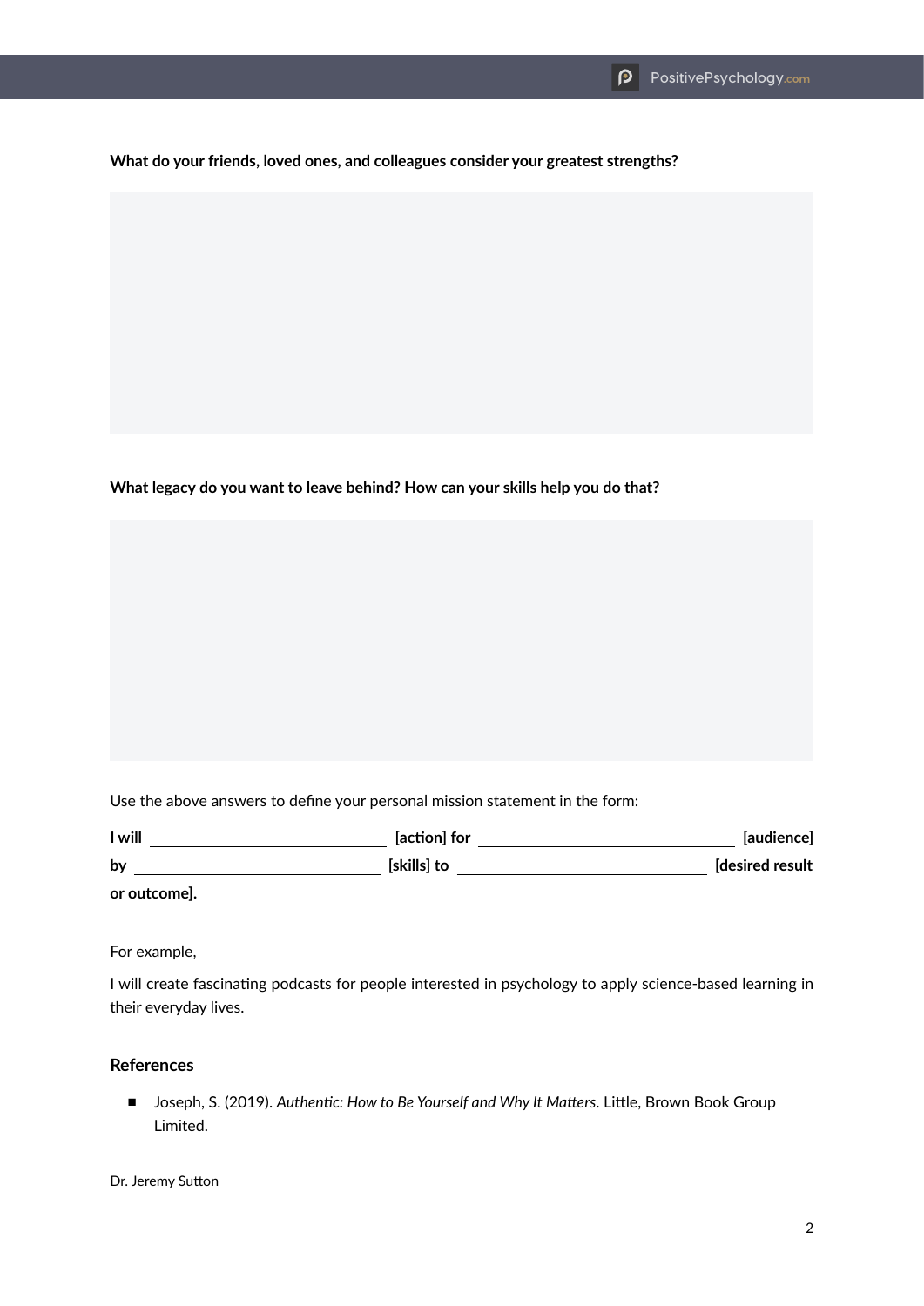**What do your friends, loved ones, and colleagues consider your greatest strengths?**

**What legacy do you want to leave behind? How can your skills help you do that?**

Use the above answers to define your personal mission statement in the form:

**I will \_\_\_\_\_\_\_\_\_\_\_\_\_\_\_\_\_\_\_\_\_\_\_\_\_\_\_\_ [action] for \_\_\_\_\_\_\_\_\_\_\_\_\_\_\_\_\_\_\_\_\_\_\_\_\_\_\_\_ [audience] by \_\_\_\_\_\_\_\_\_\_\_\_\_\_\_\_\_\_\_\_\_\_\_\_\_\_\_\_ [skills] to \_\_\_\_\_\_\_\_\_\_\_\_\_\_\_\_\_\_\_\_\_\_\_\_\_\_\_\_ [desired result or outcome].**

For example,

I will create fascinating podcasts for people interested in psychology to apply science-based learning in their everyday lives.

### References

- Joseph, S. (2019). *Authentic: How to Be Yourself and Why It Matters*. Little, Brown Book Group Limited.

Dr. Jeremy Sutton